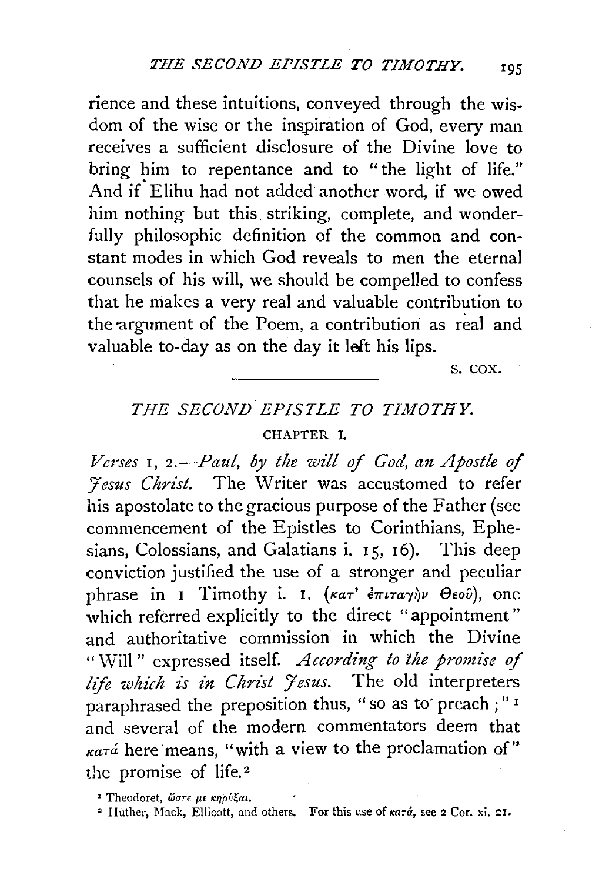rience and these intuitions, conveyed through the wisdom of the wise or the inspiration of God, every man receives a sufficient disclosure of the Divine love to bring him to repentance and to "the light of life." And if Elihu had not added another word, if we owed him nothing but this striking, complete, and wonderfully philosophic definition of the common and constant modes in which God reveals to men the eternal counsels of his will, we should be compelled to confess that he makes a very real and valuable contribution to the argument of the Poem, a contribution as real and valuable to-day as on the day it left his lips.

S. COX.

---

## *THE SECOND EPISTLE TO TIMOTHY.*

### CHAPTER I.

*Verses* 1, 2.—*Paul, by the will of God, an Apostle of Jesus Christ.* The Writer was accustomed to refer his apostolate to the gracious purpose of the Father (see commencement of the Epistles to Corinthians, Ephesians, Colossians, and Galatians i. 15, 16). This deep conviction justified the use of a stronger and peculiar phrase in 1 Timothy i. 1. (κατ' ἐπιταγὴν Θεοῦ), one which referred explicitly to the direct "appointment" and authoritative commission in which the Divine "Will" expressed itself. *According to the promise of life which is in Christ Jesus.* The old interpreters paraphrased the preposition thus, "so as to preach;"[1] and several of the modern commentators deem that κατά here means, "with a view to the proclamation of" the promise of life.[2]

[1] Theodoret, ὥστε με κηρύξαι.

[2] Hüther, Mack, Ellicott, and others. For this use of κατά, see 2 Cor. xi. 21.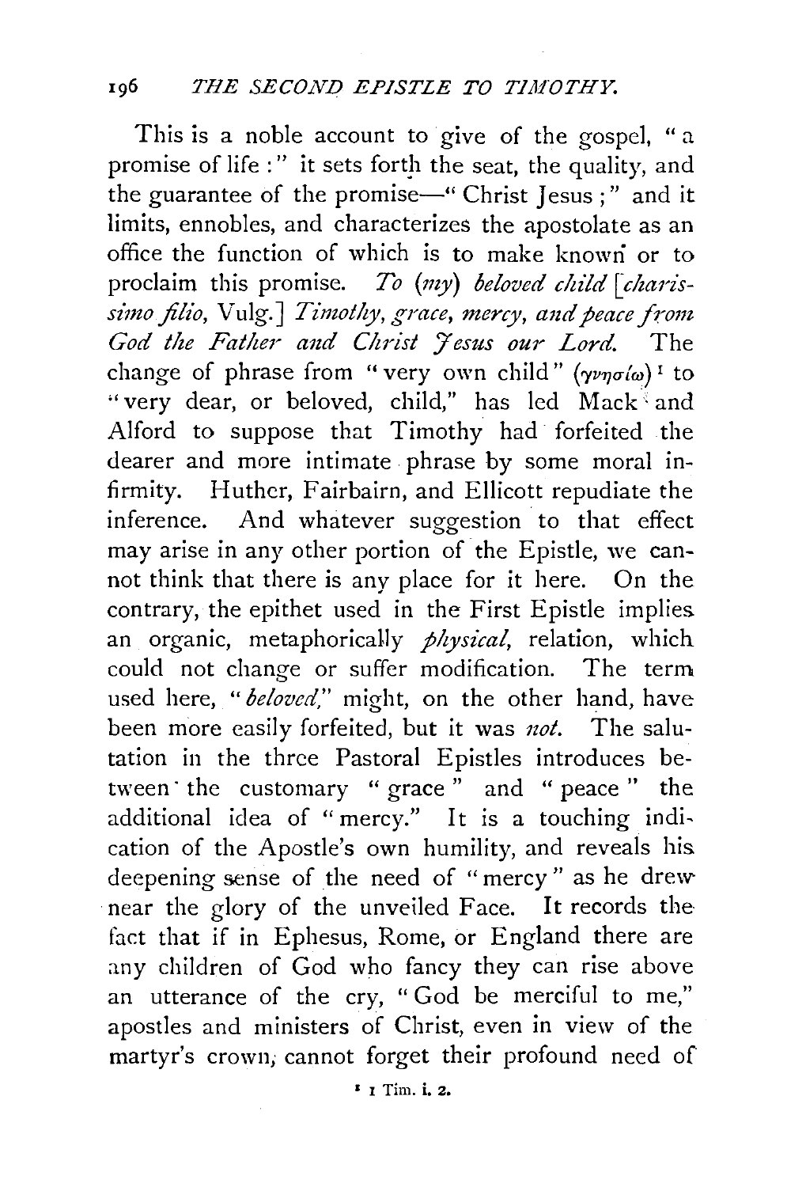This is a noble account to give of the gospel, "a promise of life:" it sets forth the seat, the quality, and the guarantee of the promise—"Christ Jesus;" and it limits, ennobles, and characterizes the apostolate as an office the function of which is to make known or to proclaim this promise. *To (my) beloved child [charissimo filio,* Vulg.] *Timothy, grace, mercy, and peace from God the Father and Christ Jesus our Lord.* The change of phrase from "very own child" (γνησίῳ)[1] to "very dear, or beloved, child," has led Mack and Alford to suppose that Timothy had forfeited the dearer and more intimate phrase by some moral infirmity. Huther, Fairbairn, and Ellicott repudiate the inference. And whatever suggestion to that effect may arise in any other portion of the Epistle, we cannot think that there is any place for it here. On the contrary, the epithet used in the First Epistle implies an organic, metaphorically *physical*, relation, which could not change or suffer modification. The term used here, "*beloved*," might, on the other hand, have been more easily forfeited, but it was *not*. The salutation in the three Pastoral Epistles introduces between the customary "grace" and "peace" the additional idea of "mercy." It is a touching indication of the Apostle's own humility, and reveals his deepening sense of the need of "mercy" as he drew near the glory of the unveiled Face. It records the fact that if in Ephesus, Rome, or England there are any children of God who fancy they can rise above an utterance of the cry, "God be merciful to me," apostles and ministers of Christ, even in view of the martyr's crown, cannot forget their profound need of

[1] 1 Tim. i. 2.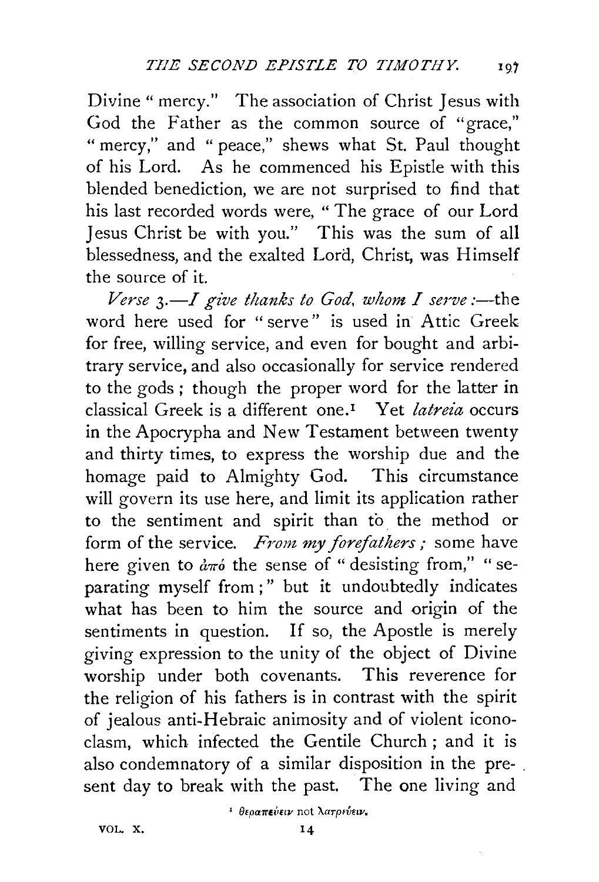Divine "mercy." The association of Christ Jesus with God the Father as the common source of "grace," "mercy," and "peace," shews what St. Paul thought of his Lord. As he commenced his Epistle with this blended benediction, we are not surprised to find that his last recorded words were, "The grace of our Lord Jesus Christ be with you." This was the sum of all blessedness, and the exalted Lord, Christ, was Himself the source of it.

*Verse 3.—I give thanks to God, whom I serve:*—the word here used for "serve" is used in Attic Greek for free, willing service, and even for bought and arbitrary service, and also occasionally for service rendered to the gods; though the proper word for the latter in classical Greek is a different one.[1] Yet *latreia* occurs in the Apocrypha and New Testament between twenty and thirty times, to express the worship due and the homage paid to Almighty God. This circumstance will govern its use here, and limit its application rather to the sentiment and spirit than to the method or form of the service. *From my forefathers;* some have here given to ἀπό the sense of "desisting from," "separating myself from;" but it undoubtedly indicates what has been to him the source and origin of the sentiments in question. If so, the Apostle is merely giving expression to the unity of the object of Divine worship under both covenants. This reverence for the religion of his fathers is in contrast with the spirit of jealous anti-Hebraic animosity and of violent iconoclasm, which infected the Gentile Church; and it is also condemnatory of a similar disposition in the present day to break with the past. The one living and

[1] θεραπεύειν not λατρεύειν.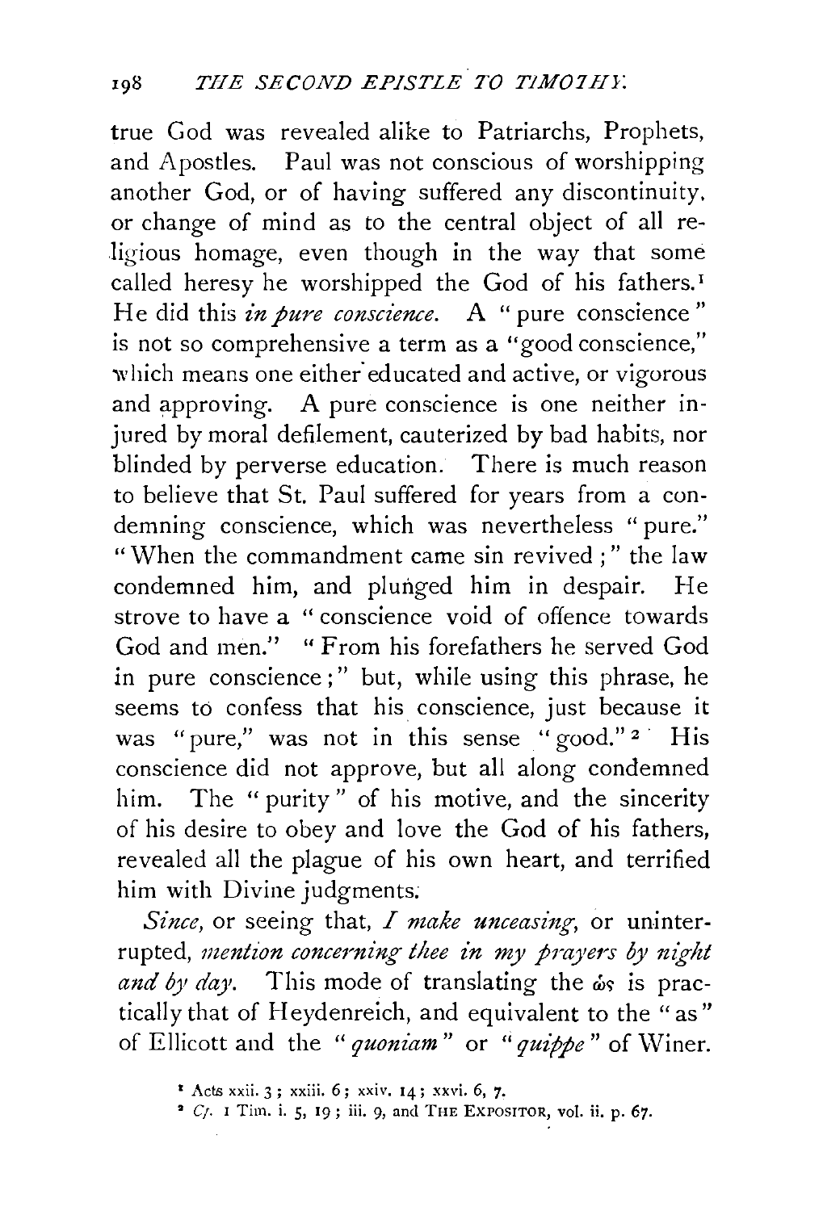true God was revealed alike to Patriarchs, Prophets, and Apostles. Paul was not conscious of worshipping another God, or of having suffered any discontinuity, or change of mind as to the central object of all religious homage, even though in the way that some called heresy he worshipped the God of his fathers.[1] He did this *in pure conscience.* A "pure conscience" is not so comprehensive a term as a "good conscience," which means one either educated and active, or vigorous and approving. A pure conscience is one neither injured by moral defilement, cauterized by bad habits, nor blinded by perverse education. There is much reason to believe that St. Paul suffered for years from a condemning conscience, which was nevertheless "pure." "When the commandment came sin revived;" the law condemned him, and plunged him in despair. He strove to have a "conscience void of offence towards God and men." "From his forefathers he served God in pure conscience;" but, while using this phrase, he seems to confess that his conscience, just because it was "pure," was not in this sense "good."[2] His conscience did not approve, but all along condemned him. The "purity" of his motive, and the sincerity of his desire to obey and love the God of his fathers, revealed all the plague of his own heart, and terrified him with Divine judgments.

*Since,* or seeing that, *I make unceasing,* or uninterrupted, *mention concerning thee in my prayers by night and by day.* This mode of translating the ὡς is practically that of Heydenreich, and equivalent to the "as" of Ellicott and the "*quoniam*" or "*quippe*" of Winer.

[1] Acts xxii. 3; xxiii. 6; xxiv. 14; xxvi. 6, 7.

[2] *Cf.* 1 Tim. i. 5, 19; iii. 9, and THE EXPOSITOR, vol. ii. p. 67.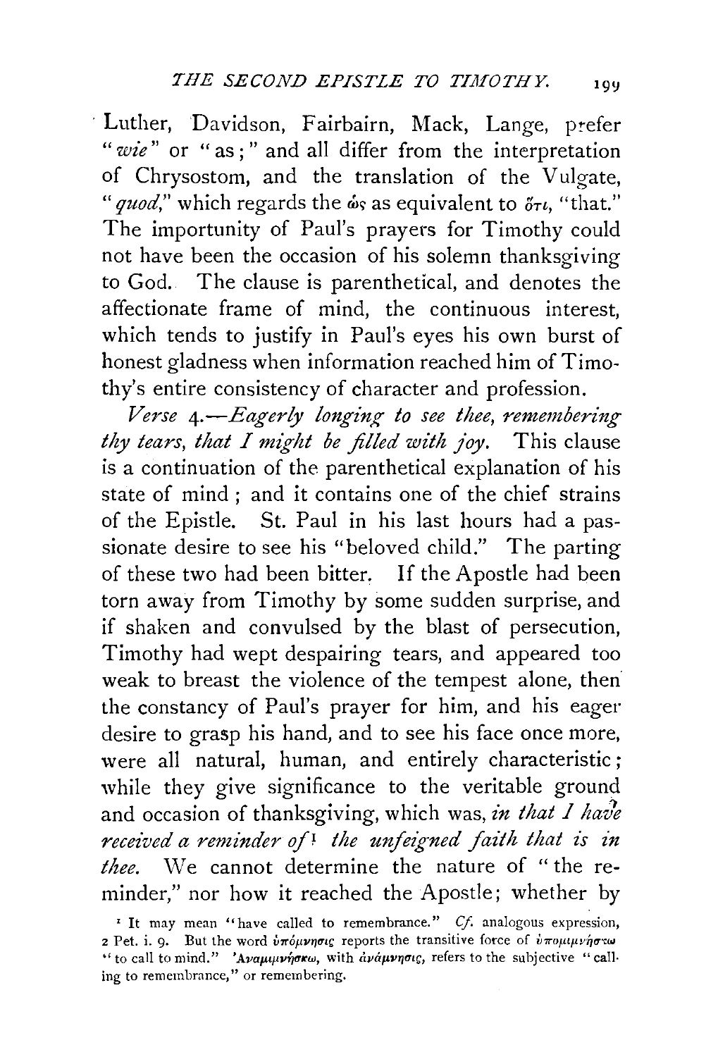Luther, Davidson, Fairbairn, Mack, Lange, prefer "*wie*" or "as;" and all differ from the interpretation of Chrysostom, and the translation of the Vulgate, "*quod*," which regards the ὡς as equivalent to ὅτι, "that." The importunity of Paul's prayers for Timothy could not have been the occasion of his solemn thanksgiving to God. The clause is parenthetical, and denotes the affectionate frame of mind, the continuous interest, which tends to justify in Paul's eyes his own burst of honest gladness when information reached him of Timothy's entire consistency of character and profession.

*Verse 4.—Eagerly longing to see thee, remembering thy tears, that I might be filled with joy.* This clause is a continuation of the parenthetical explanation of his state of mind; and it contains one of the chief strains of the Epistle. St. Paul in his last hours had a passionate desire to see his "beloved child." The parting of these two had been bitter. If the Apostle had been torn away from Timothy by some sudden surprise, and if shaken and convulsed by the blast of persecution, Timothy had wept despairing tears, and appeared too weak to breast the violence of the tempest alone, then the constancy of Paul's prayer for him, and his eager desire to grasp his hand, and to see his face once more, were all natural, human, and entirely characteristic; while they give significance to the veritable ground and occasion of thanksgiving, which was, *in that I have received a reminder of*[1] *the unfeigned faith that is in thee.* We cannot determine the nature of "the reminder," nor how it reached the Apostle; whether by

[1] It may mean "have called to remembrance." *Cf.* analogous expression, 2 Pet. i. 9. But the word ὑπόμνησις reports the transitive force of ὑπομιμνήσκω "to call to mind." Ἀναμιμνήσκω, with ἀνάμνησις, refers to the subjective "calling to remembrance," or remembering.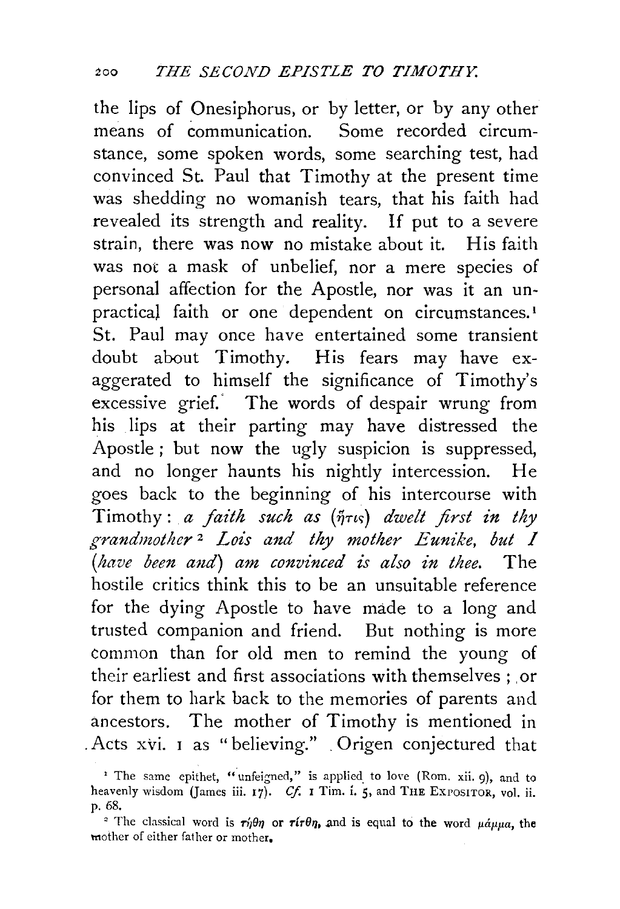the lips of Onesiphorus, or by letter, or by any other means of communication. Some recorded circumstance, some spoken words, some searching test, had convinced St. Paul that Timothy at the present time was shedding no womanish tears, that his faith had revealed its strength and reality. If put to a severe strain, there was now no mistake about it. His faith was not a mask of unbelief, nor a mere species of personal affection for the Apostle, nor was it an unpractical faith or one dependent on circumstances.[1] St. Paul may once have entertained some transient doubt about Timothy. His fears may have exaggerated to himself the significance of Timothy's excessive grief. The words of despair wrung from his lips at their parting may have distressed the Apostle; but now the ugly suspicion is suppressed, and no longer haunts his nightly intercession. He goes back to the beginning of his intercourse with Timothy: *a faith such as* (ἥτις) *dwelt first in thy grandmother*[2] *Lois and thy mother Eunike, but I* (*have been and*) *am convinced is also in thee.* The hostile critics think this to be an unsuitable reference for the dying Apostle to have made to a long and trusted companion and friend. But nothing is more common than for old men to remind the young of their earliest and first associations with themselves; or for them to hark back to the memories of parents and ancestors. The mother of Timothy is mentioned in Acts xvi. 1 as "believing." Origen conjectured that

[1] The same epithet, "unfeigned," is applied to love (Rom. xii. 9), and to heavenly wisdom (James iii. 17). *Cf.* 1 Tim. i. 5, and THE EXPOSITOR, vol. ii. p. 68.

[2] The classical word is τήθη or τίτθη, and is equal to the word μάμμα, the mother of either father or mother.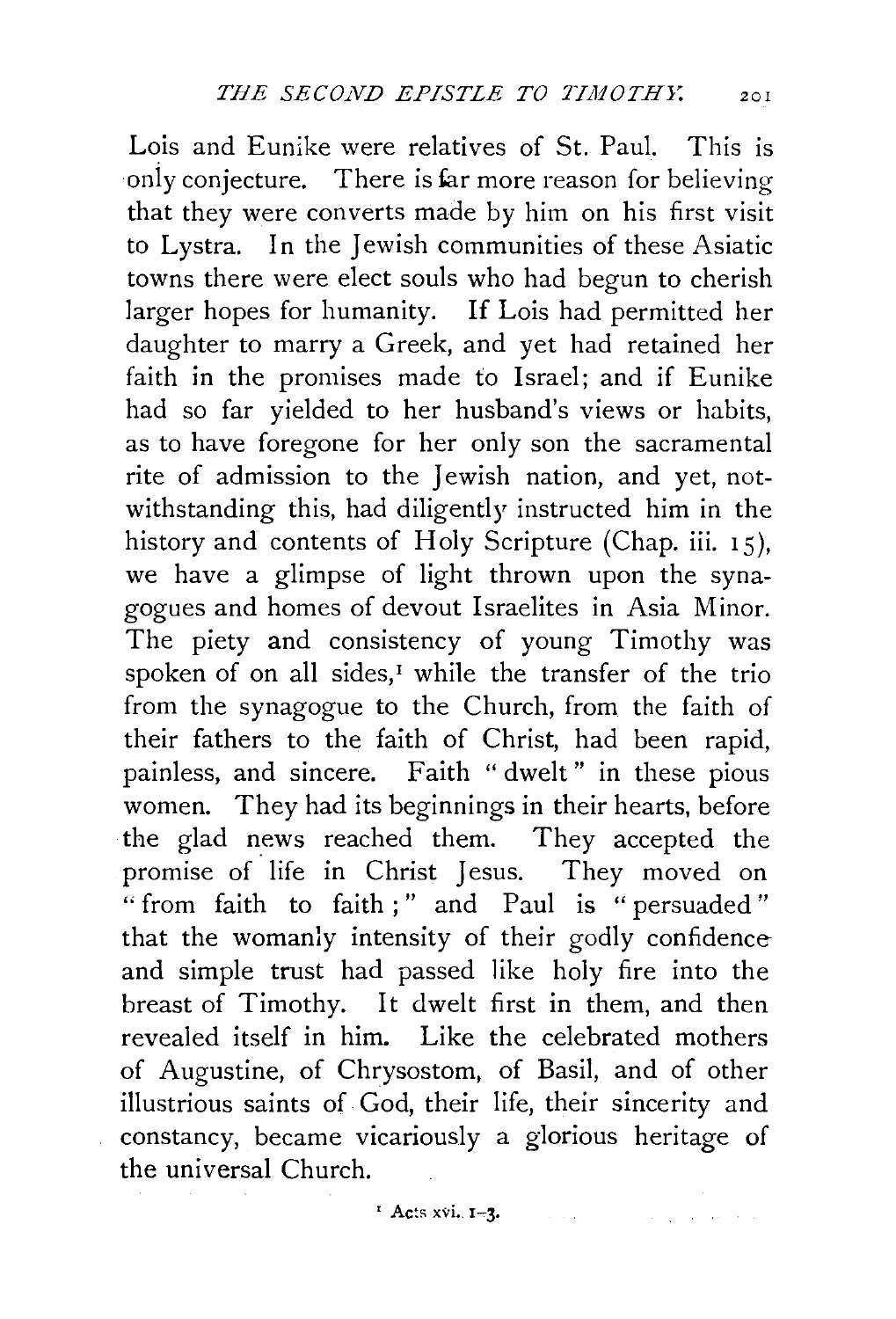Lois and Eunike were relatives of St. Paul. This is only conjecture. There is far more reason for believing that they were converts made by him on his first visit to Lystra. In the Jewish communities of these Asiatic towns there were elect souls who had begun to cherish larger hopes for humanity. If Lois had permitted her daughter to marry a Greek, and yet had retained her faith in the promises made to Israel; and if Eunike had so far yielded to her husband's views or habits, as to have foregone for her only son the sacramental rite of admission to the Jewish nation, and yet, notwithstanding this, had diligently instructed him in the history and contents of Holy Scripture (Chap. iii. 15), we have a glimpse of light thrown upon the synagogues and homes of devout Israelites in Asia Minor. The piety and consistency of young Timothy was spoken of on all sides,[1] while the transfer of the trio from the synagogue to the Church, from the faith of their fathers to the faith of Christ, had been rapid, painless, and sincere. Faith "dwelt" in these pious women. They had its beginnings in their hearts, before the glad news reached them. They accepted the promise of life in Christ Jesus. They moved on "from faith to faith;" and Paul is "persuaded" that the womanly intensity of their godly confidence and simple trust had passed like holy fire into the breast of Timothy. It dwelt first in them, and then revealed itself in him. Like the celebrated mothers of Augustine, of Chrysostom, of Basil, and of other illustrious saints of God, their life, their sincerity and constancy, became vicariously a glorious heritage of the universal Church.

[1] Acts xvi. 1–3.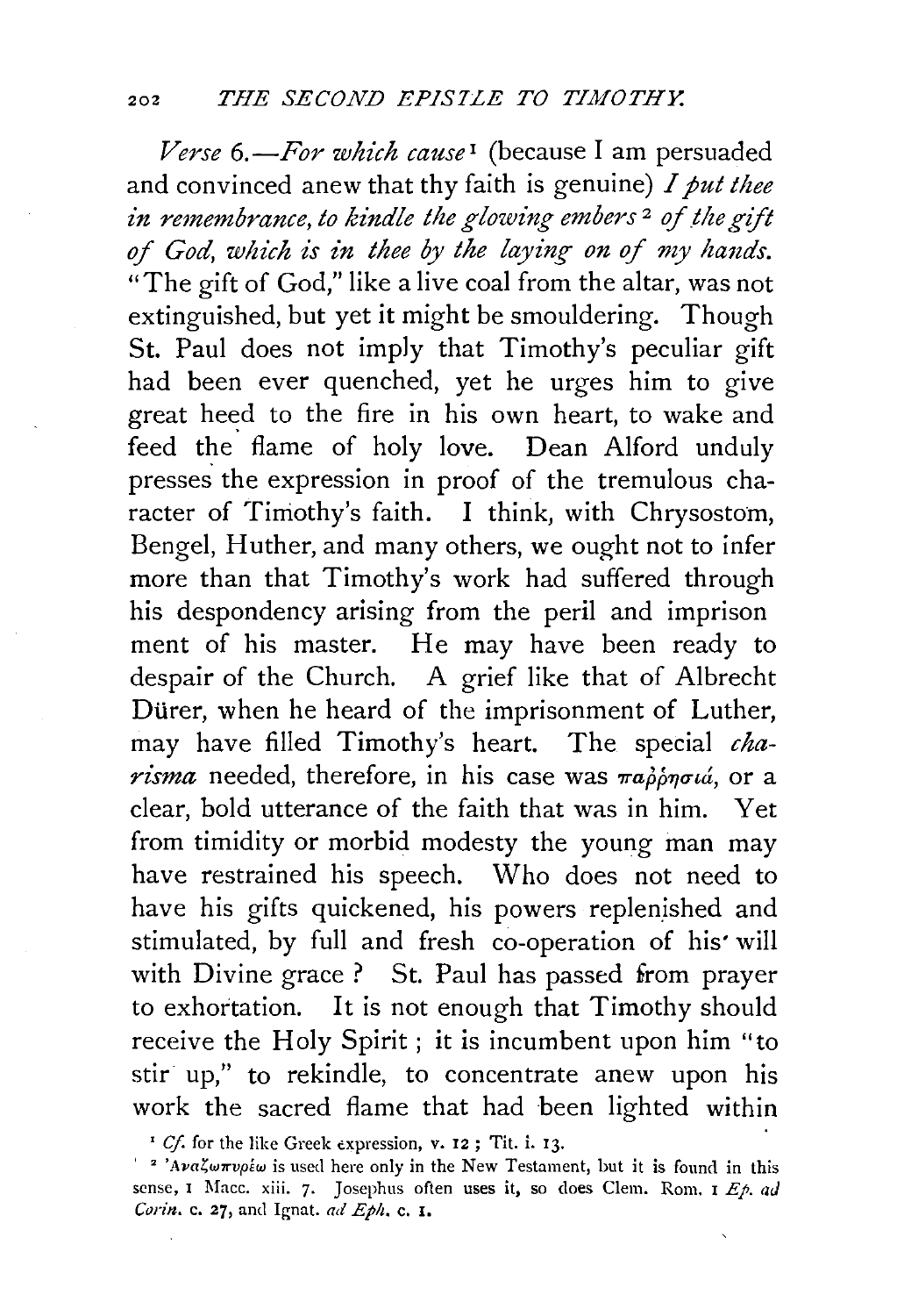*Verse 6.—For which cause*[1] (because I am persuaded and convinced anew that thy faith is genuine) *I put thee in remembrance, to kindle the glowing embers*[2] *of the gift of God, which is in thee by the laying on of my hands.* "The gift of God," like a live coal from the altar, was not extinguished, but yet it might be smouldering. Though St. Paul does not imply that Timothy's peculiar gift had been ever quenched, yet he urges him to give great heed to the fire in his own heart, to wake and feed the flame of holy love. Dean Alford unduly presses the expression in proof of the tremulous character of Timothy's faith. I think, with Chrysostom, Bengel, Huther, and many others, we ought not to infer more than that Timothy's work had suffered through his despondency arising from the peril and imprisonment of his master. He may have been ready to despair of the Church. A grief like that of Albrecht Dürer, when he heard of the imprisonment of Luther, may have filled Timothy's heart. The special *charisma* needed, therefore, in his case was παῤῥησιά, or a clear, bold utterance of the faith that was in him. Yet from timidity or morbid modesty the young man may have restrained his speech. Who does not need to have his gifts quickened, his powers replenished and stimulated, by full and fresh co-operation of his will with Divine grace? St. Paul has passed from prayer to exhortation. It is not enough that Timothy should receive the Holy Spirit; it is incumbent upon him "to stir up," to rekindle, to concentrate anew upon his work the sacred flame that had been lighted within

[1] *Cf.* for the like Greek expression, v. 12; Tit. i. 13.

[2] Ἀναζωπυρέω is used here only in the New Testament, but it is found in this sense, 1 Macc. xiii. 7. Josephus often uses it, so does Clem. Rom. 1 *Ep. ad Corin.* c. 27, and Ignat. *ad Eph.* c. 1.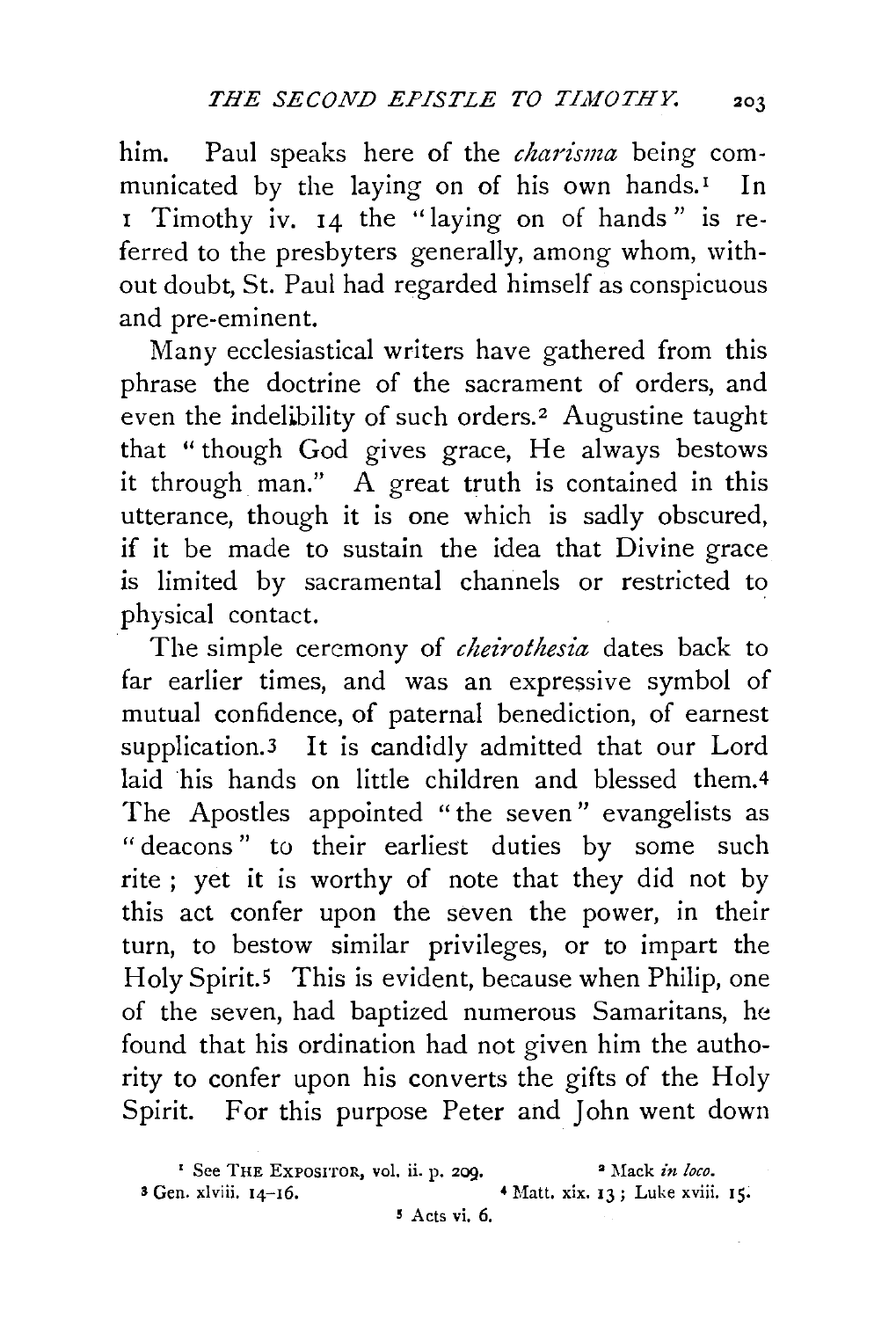him. Paul speaks here of the *charisma* being communicated by the laying on of his own hands.[1] In 1 Timothy iv. 14 the "laying on of hands" is referred to the presbyters generally, among whom, without doubt, St. Paul had regarded himself as conspicuous and pre-eminent.

Many ecclesiastical writers have gathered from this phrase the doctrine of the sacrament of orders, and even the indelibility of such orders.[2] Augustine taught that "though God gives grace, He always bestows it through man." A great truth is contained in this utterance, though it is one which is sadly obscured, if it be made to sustain the idea that Divine grace is limited by sacramental channels or restricted to physical contact.

The simple ceremony of *cheirothesia* dates back to far earlier times, and was an expressive symbol of mutual confidence, of paternal benediction, of earnest supplication.[3] It is candidly admitted that our Lord laid his hands on little children and blessed them.[4] The Apostles appointed "the seven" evangelists as "deacons" to their earliest duties by some such rite; yet it is worthy of note that they did not by this act confer upon the seven the power, in their turn, to bestow similar privileges, or to impart the Holy Spirit.[5] This is evident, because when Philip, one of the seven, had baptized numerous Samaritans, he found that his ordination had not given him the authority to confer upon his converts the gifts of the Holy Spirit. For this purpose Peter and John went down

[1] See THE EXPOSITOR, vol. ii. p. 209.

[2] Mack *in loco*.

[3] Gen. xlviii. 14–16.

[4] Matt. xix. 13; Luke xviii. 15.

[5] Acts vi. 6.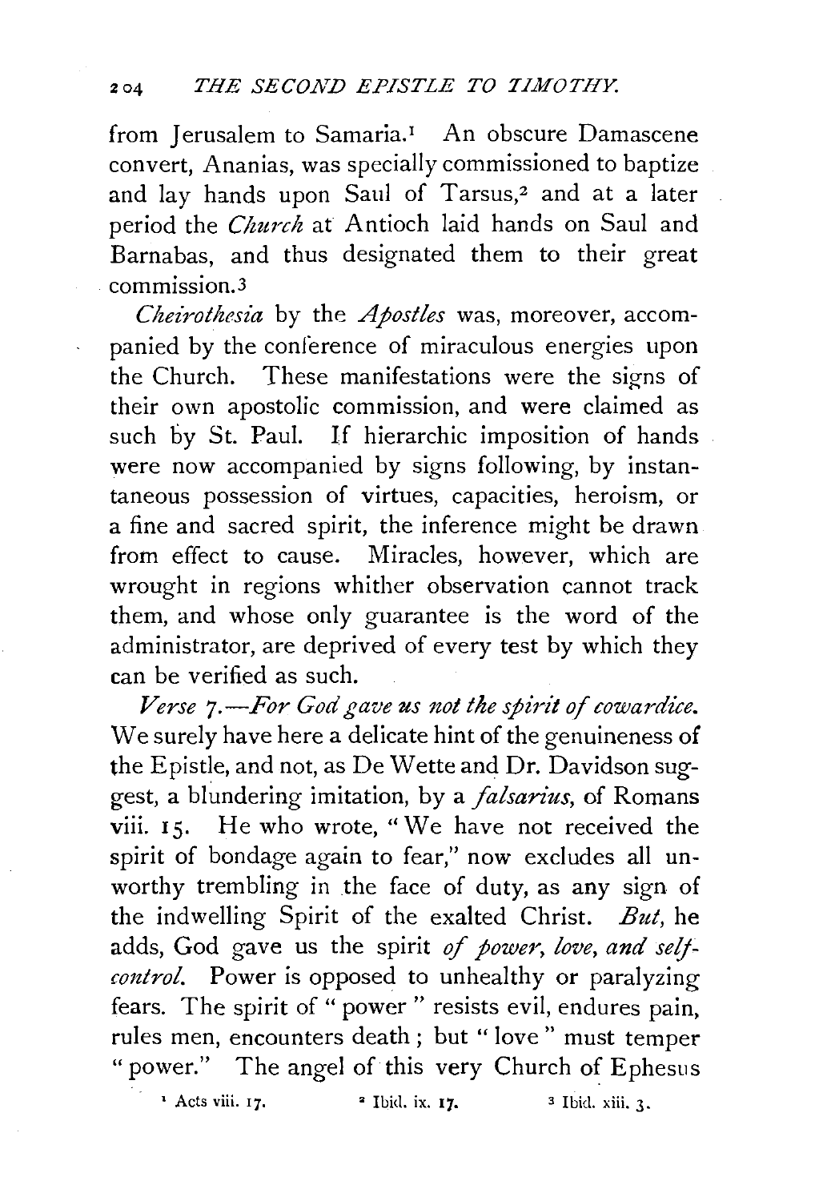from Jerusalem to Samaria.[1] An obscure Damascene convert, Ananias, was specially commissioned to baptize and lay hands upon Saul of Tarsus,[2] and at a later period the *Church* at Antioch laid hands on Saul and Barnabas, and thus designated them to their great commission.[3]

*Cheirothesia* by the *Apostles* was, moreover, accompanied by the conference of miraculous energies upon the Church. These manifestations were the signs of their own apostolic commission, and were claimed as such by St. Paul. If hierarchic imposition of hands were now accompanied by signs following, by instantaneous possession of virtues, capacities, heroism, or a fine and sacred spirit, the inference might be drawn from effect to cause. Miracles, however, which are wrought in regions whither observation cannot track them, and whose only guarantee is the word of the administrator, are deprived of every test by which they can be verified as such.

*Verse 7.—For God gave us not the spirit of cowardice.* We surely have here a delicate hint of the genuineness of the Epistle, and not, as De Wette and Dr. Davidson suggest, a blundering imitation, by a *falsarius*, of Romans viii. 15. He who wrote, "We have not received the spirit of bondage again to fear," now excludes all unworthy trembling in the face of duty, as any sign of the indwelling Spirit of the exalted Christ. *But*, he adds, God gave us the spirit *of power, love, and self-control.* Power is opposed to unhealthy or paralyzing fears. The spirit of "power" resists evil, endures pain, rules men, encounters death; but "love" must temper "power." The angel of this very Church of Ephesus

[1] Acts viii. 17. [2] Ibid. ix. 17. [3] Ibid. xiii. 3.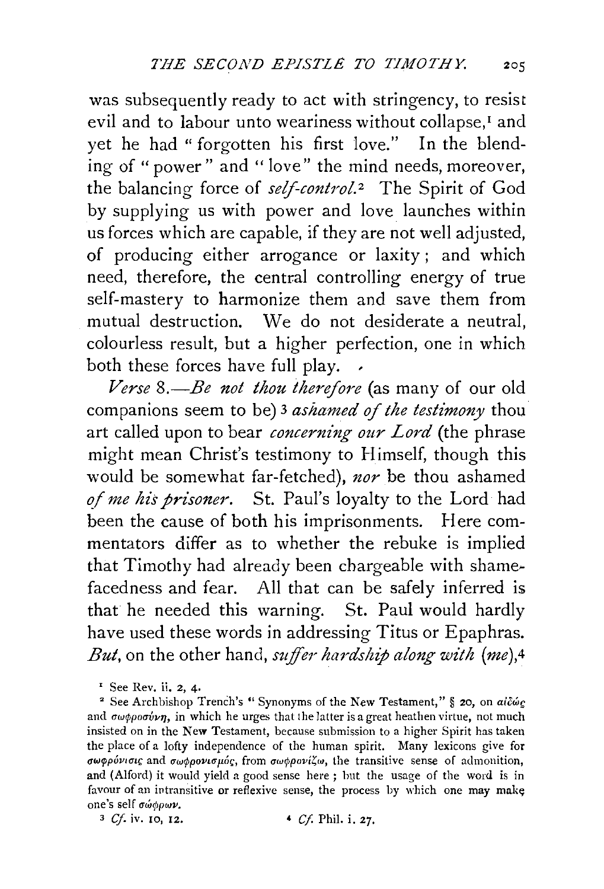was subsequently ready to act with stringency, to resist evil and to labour unto weariness without collapse,[1] and yet he had "forgotten his first love." In the blending of "power" and "love" the mind needs, moreover, the balancing force of *self-control.*[2] The Spirit of God by supplying us with power and love launches within us forces which are capable, if they are not well adjusted, of producing either arrogance or laxity; and which need, therefore, the central controlling energy of true self-mastery to harmonize them and save them from mutual destruction. We do not desiderate a neutral, colourless result, but a higher perfection, one in which both these forces have full play.

*Verse 8.—Be not thou therefore* (as many of our old companions seem to be)[3] *ashamed of the testimony* thou art called upon to bear *concerning our Lord* (the phrase might mean Christ's testimony to Himself, though this would be somewhat far-fetched), *nor* be thou ashamed *of me his prisoner*. St. Paul's loyalty to the Lord had been the cause of both his imprisonments. Here commentators differ as to whether the rebuke is implied that Timothy had already been chargeable with shamefacedness and fear. All that can be safely inferred is that he needed this warning. St. Paul would hardly have used these words in addressing Titus or Epaphras. *But*, on the other hand, *suffer hardship along with (me)*,[4]

[1] See Rev. ii. 2, 4.

[2] See Archbishop Trench's "Synonyms of the New Testament," § 20, on αἰδώς and σωφροσύνη, in which he urges that the latter is a great heathen virtue, not much insisted on in the New Testament, because submission to a higher Spirit has taken the place of a lofty independence of the human spirit. Many lexicons give for σωφρόνισις and σωφρονισμός, from σωφρονίζω, the transitive sense of admonition, and (Alford) it would yield a good sense here; but the usage of the word is in favour of an intransitive or reflexive sense, the process by which one may make one's self σώφρων.

[3] *Cf.* iv. 10, 12.

[4] *Cf.* Phil. i. 27.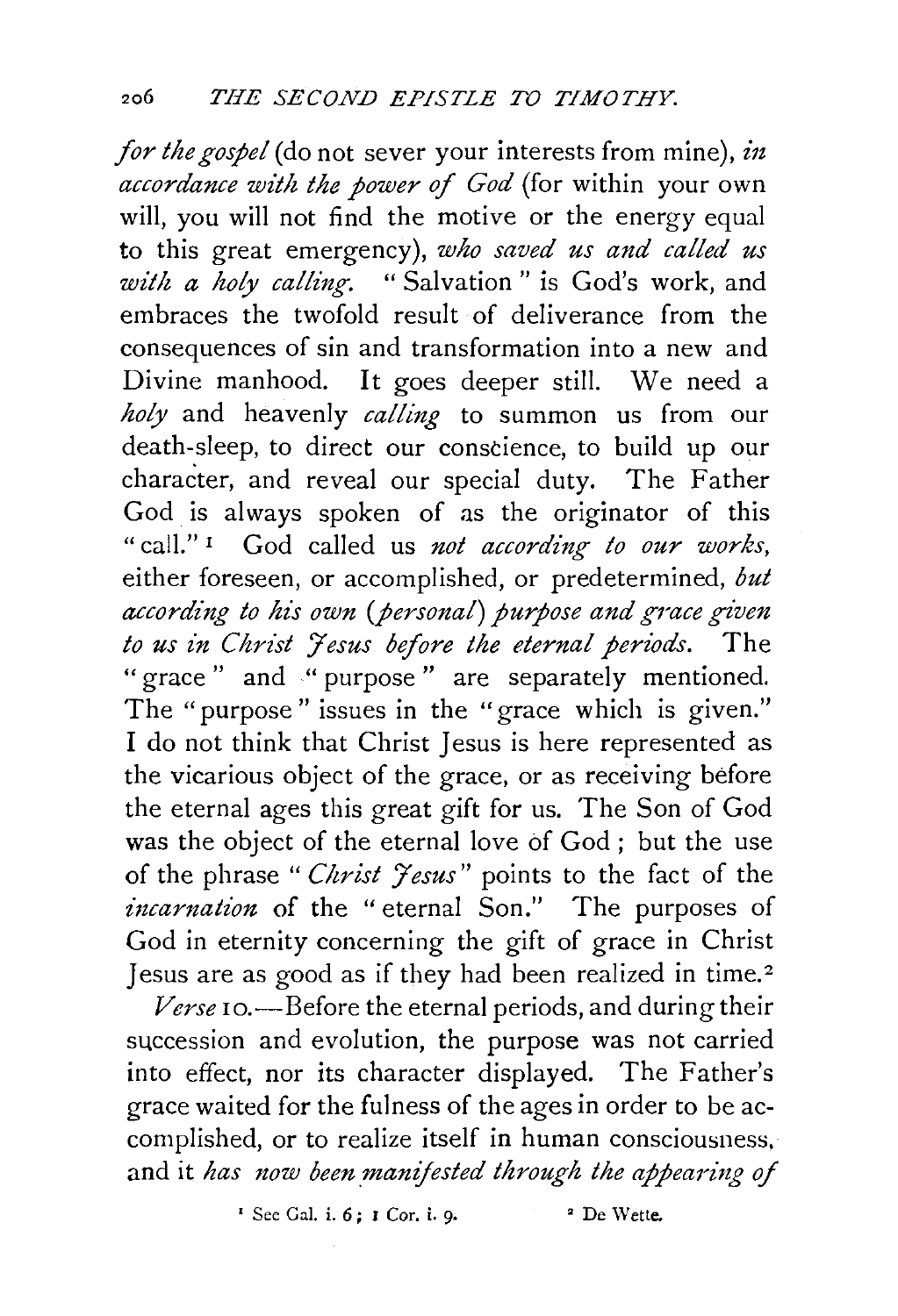*for the gospel* (do not sever your interests from mine), *in accordance with the power of God* (for within your own will, you will not find the motive or the energy equal to this great emergency), *who saved us and called us with a holy calling.* "Salvation" is God's work, and embraces the twofold result of deliverance from the consequences of sin and transformation into a new and Divine manhood. It goes deeper still. We need a *holy* and heavenly *calling* to summon us from our death-sleep, to direct our conscience, to build up our character, and reveal our special duty. The Father God is always spoken of as the originator of this "call."[1] God called us *not according to our works,* either foreseen, or accomplished, or predetermined, *but according to his own (personal) purpose and grace given to us in Christ Jesus before the eternal periods.* The "grace" and "purpose" are separately mentioned. The "purpose" issues in the "grace which is given." I do not think that Christ Jesus is here represented as the vicarious object of the grace, or as receiving before the eternal ages this great gift for us. The Son of God was the object of the eternal love of God; but the use of the phrase "*Christ Jesus*" points to the fact of the *incarnation* of the "eternal Son." The purposes of God in eternity concerning the gift of grace in Christ Jesus are as good as if they had been realized in time.[2]

*Verse* 10.—Before the eternal periods, and during their succession and evolution, the purpose was not carried into effect, nor its character displayed. The Father's grace waited for the fulness of the ages in order to be accomplished, or to realize itself in human consciousness, and it *has now been manifested through the appearing of*

[1] See Gal. i. 6; 1 Cor. i. 9.

[2] De Wette.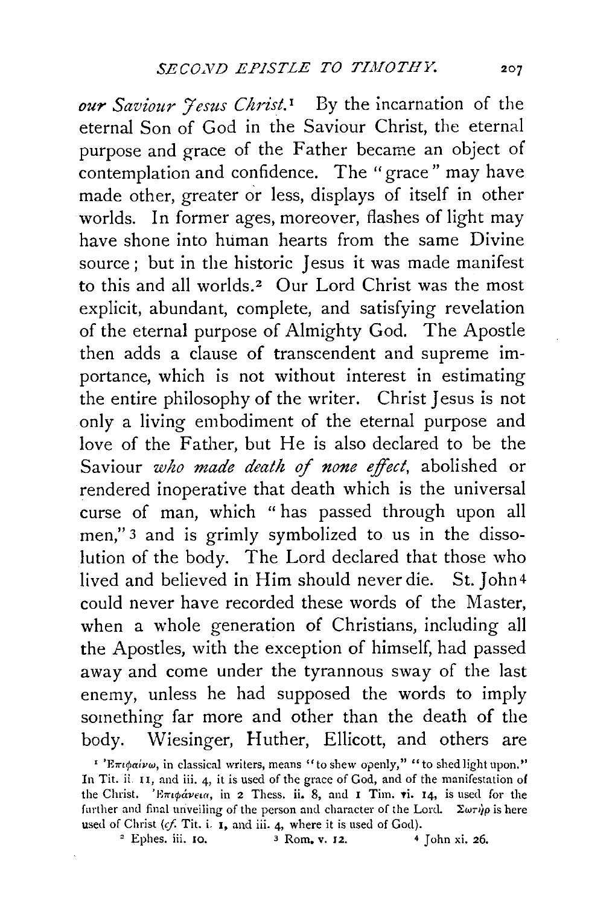*our Saviour Jesus Christ.*[1] By the incarnation of the eternal Son of God in the Saviour Christ, the eternal purpose and grace of the Father became an object of contemplation and confidence. The "grace" may have made other, greater or less, displays of itself in other worlds. In former ages, moreover, flashes of light may have shone into human hearts from the same Divine source; but in the historic Jesus it was made manifest to this and all worlds.[2] Our Lord Christ was the most explicit, abundant, complete, and satisfying revelation of the eternal purpose of Almighty God. The Apostle then adds a clause of transcendent and supreme importance, which is not without interest in estimating the entire philosophy of the writer. Christ Jesus is not only a living embodiment of the eternal purpose and love of the Father, but He is also declared to be the Saviour *who made death of none effect*, abolished or rendered inoperative that death which is the universal curse of man, which "has passed through upon all men,"[3] and is grimly symbolized to us in the dissolution of the body. The Lord declared that those who lived and believed in Him should never die. St. John[4] could never have recorded these words of the Master, when a whole generation of Christians, including all the Apostles, with the exception of himself, had passed away and come under the tyrannous sway of the last enemy, unless he had supposed the words to imply something far more and other than the death of the body. Wiesinger, Huther, Ellicott, and others are

[1] Ἐπιφαίνω, in classical writers, means "to shew openly," "to shed light upon." In Tit. ii. 11, and iii. 4, it is used of the grace of God, and of the manifestation of the Christ. Ἐπιφάνεια, in 2 Thess. ii. 8, and 1 Tim. vi. 14, is used for the further and final unveiling of the person and character of the Lord. Σωτὴρ is here used of Christ (*cf.* Tit. i. 1, and iii. 4, where it is used of God).

[2] Ephes. iii. 10.

[3] Rom. v. 12.

[4] John xi. 26.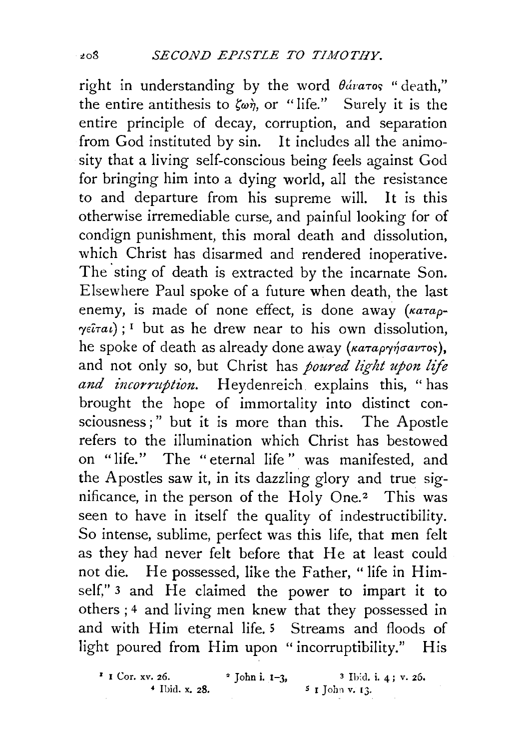right in understanding by the word θάνατος "death," the entire antithesis to ζωή, or "life." Surely it is the entire principle of decay, corruption, and separation from God instituted by sin. It includes all the animosity that a living self-conscious being feels against God for bringing him into a dying world, all the resistance to and departure from his supreme will. It is this otherwise irremediable curse, and painful looking for of condign punishment, this moral death and dissolution, which Christ has disarmed and rendered inoperative. The sting of death is extracted by the incarnate Son. Elsewhere Paul spoke of a future when death, the last enemy, is made of none effect, is done away (καταργεῖται); [1] but as he drew near to his own dissolution, he spoke of death as already done away (καταργήσαντος), and not only so, but Christ has *poured light upon life and incorruption.* Heydenreich explains this, "has brought the hope of immortality into distinct consciousness;" but it is more than this. The Apostle refers to the illumination which Christ has bestowed on "life." The "eternal life" was manifested, and the Apostles saw it, in its dazzling glory and true significance, in the person of the Holy One.[2] This was seen to have in itself the quality of indestructibility. So intense, sublime, perfect was this life, that men felt as they had never felt before that He at least could not die. He possessed, like the Father, "life in Himself," [3] and He claimed the power to impart it to others; [4] and living men knew that they possessed in and with Him eternal life. [5] Streams and floods of light poured from Him upon "incorruptibility." His

[1] 1 Cor. xv. 26. [2] John i. 1–3. [3] Ibid. i. 4; v. 26. [4] Ibid. x. 28. [5] 1 John v. 13.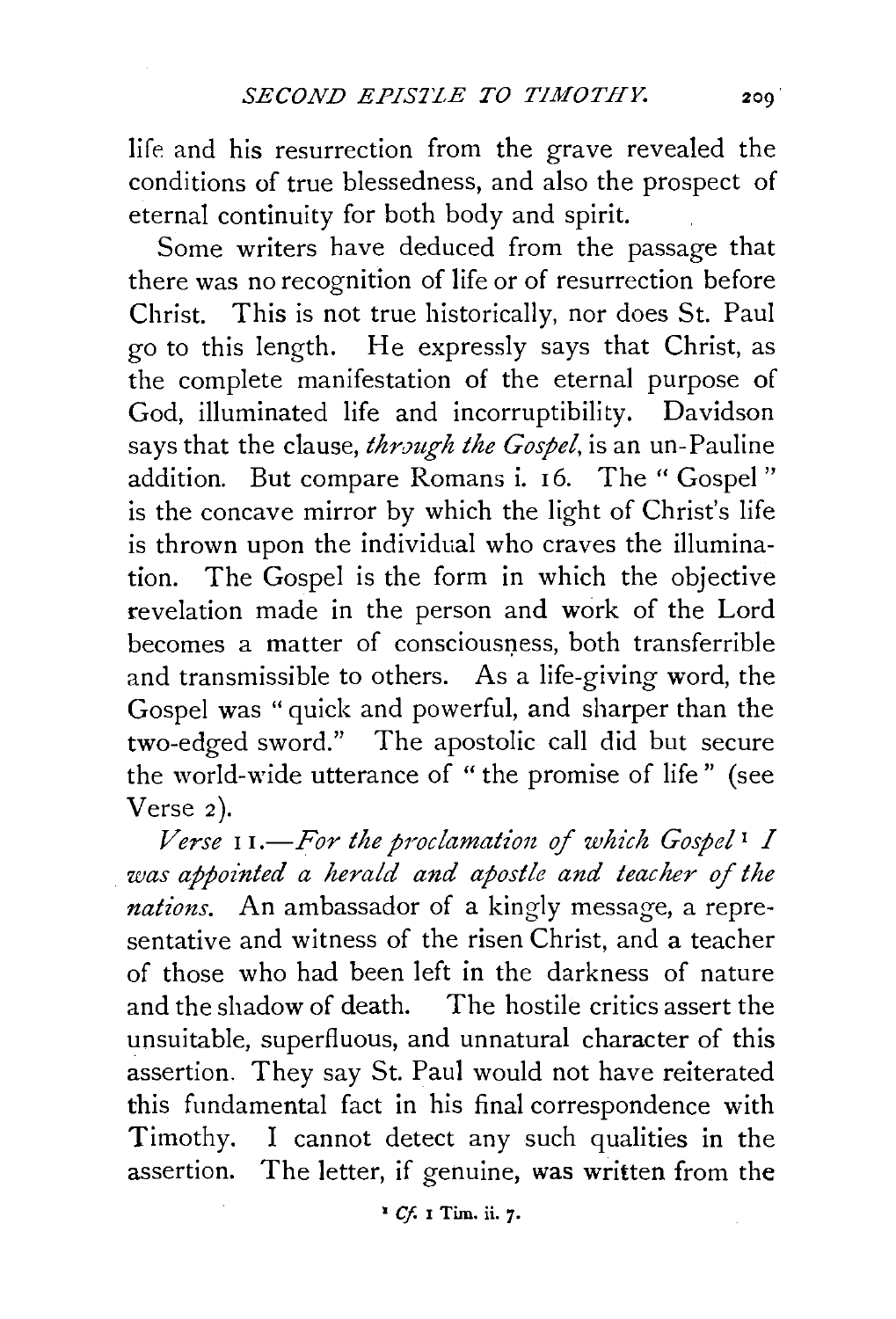life and his resurrection from the grave revealed the conditions of true blessedness, and also the prospect of eternal continuity for both body and spirit.

Some writers have deduced from the passage that there was no recognition of life or of resurrection before Christ. This is not true historically, nor does St. Paul go to this length. He expressly says that Christ, as the complete manifestation of the eternal purpose of God, illuminated life and incorruptibility. Davidson says that the clause, *through the Gospel*, is an un-Pauline addition. But compare Romans i. 16. The "Gospel" is the concave mirror by which the light of Christ's life is thrown upon the individual who craves the illumination. The Gospel is the form in which the objective revelation made in the person and work of the Lord becomes a matter of consciousness, both transferrible and transmissible to others. As a life-giving word, the Gospel was "quick and powerful, and sharper than the two-edged sword." The apostolic call did but secure the world-wide utterance of "the promise of life" (see Verse 2).

*Verse* 11.—*For the proclamation of which Gospel*[1] *I was appointed a herald and apostle and teacher of the nations.* An ambassador of a kingly message, a representative and witness of the risen Christ, and a teacher of those who had been left in the darkness of nature and the shadow of death. The hostile critics assert the unsuitable, superfluous, and unnatural character of this assertion. They say St. Paul would not have reiterated this fundamental fact in his final correspondence with Timothy. I cannot detect any such qualities in the assertion. The letter, if genuine, was written from the

[1] *Cf.* 1 Tim. ii. 7.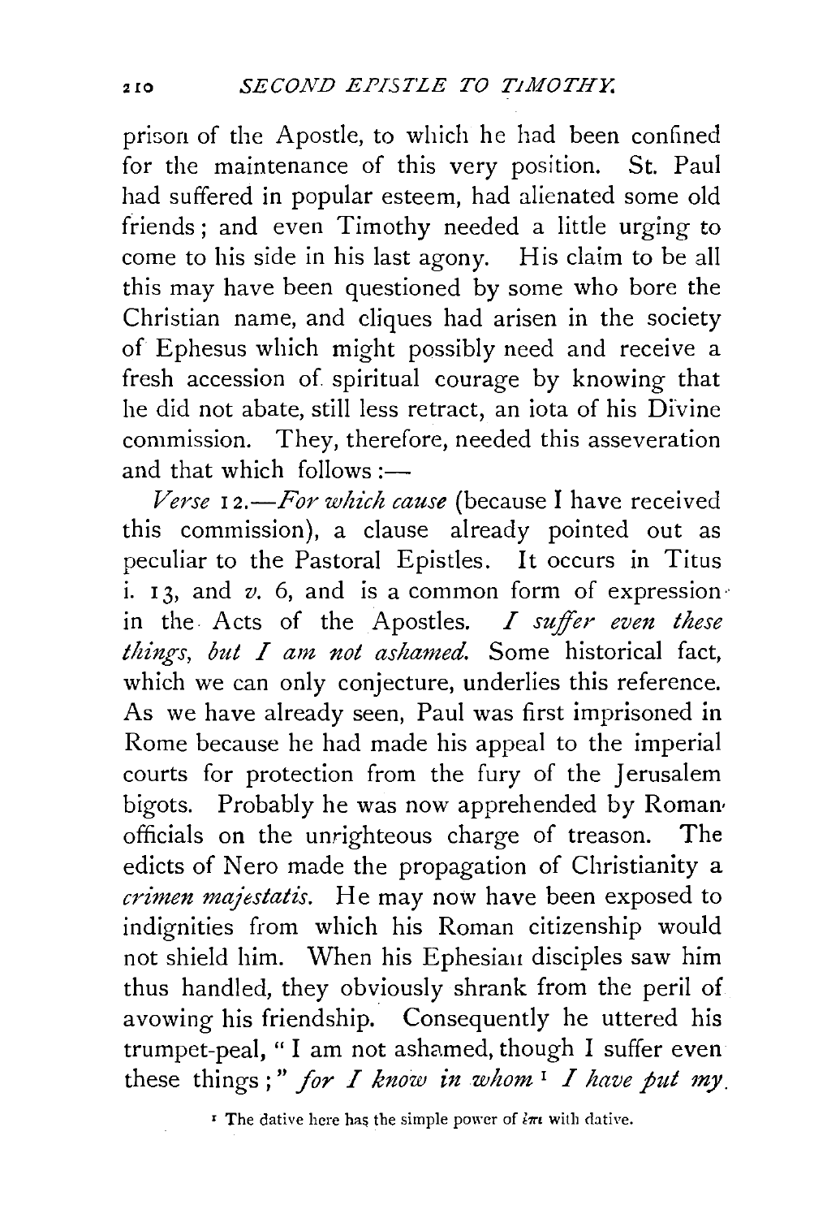prison of the Apostle, to which he had been confined for the maintenance of this very position. St. Paul had suffered in popular esteem, had alienated some old friends; and even Timothy needed a little urging to come to his side in his last agony. His claim to be all this may have been questioned by some who bore the Christian name, and cliques had arisen in the society of Ephesus which might possibly need and receive a fresh accession of spiritual courage by knowing that he did not abate, still less retract, an iota of his Divine commission. They, therefore, needed this asseveration and that which follows :—

*Verse* 12.—*For which cause* (because I have received this commission), a clause already pointed out as peculiar to the Pastoral Epistles. It occurs in Titus i. 13, and *v.* 6, and is a common form of expression in the Acts of the Apostles. *I suffer even these things, but I am not ashamed.* Some historical fact, which we can only conjecture, underlies this reference. As we have already seen, Paul was first imprisoned in Rome because he had made his appeal to the imperial courts for protection from the fury of the Jerusalem bigots. Probably he was now apprehended by Roman officials on the unrighteous charge of treason. The edicts of Nero made the propagation of Christianity a *crimen majestatis.* He may now have been exposed to indignities from which his Roman citizenship would not shield him. When his Ephesian disciples saw him thus handled, they obviously shrank from the peril of avowing his friendship. Consequently he uttered his trumpet-peal, "I am not ashamed, though I suffer even these things;" *for I know in whom*[1] *I have put my*

[1] The dative here has the simple power of ἐπι with dative.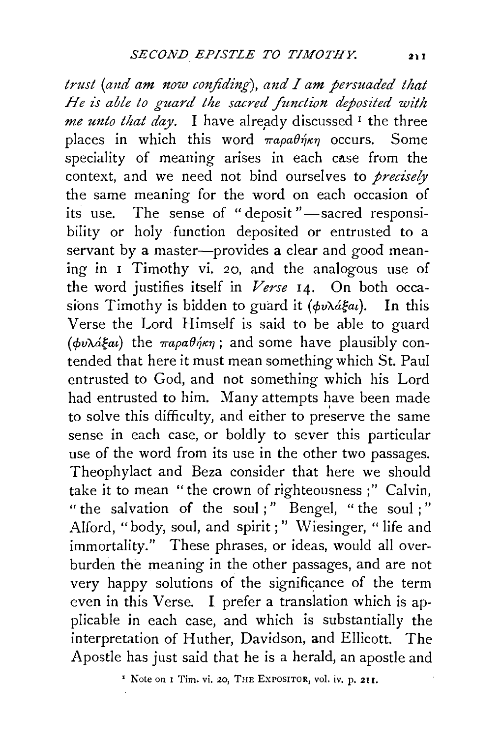*trust (and am now confiding), and I am persuaded that He is able to guard the sacred function deposited with me unto that day.* I have already discussed [1] the three places in which this word παραθήκη occurs. Some speciality of meaning arises in each case from the context, and we need not bind ourselves to *precisely* the same meaning for the word on each occasion of its use. The sense of "deposit"—sacred responsibility or holy function deposited or entrusted to a servant by a master—provides a clear and good meaning in 1 Timothy vi. 20, and the analogous use of the word justifies itself in *Verse* 14. On both occasions Timothy is bidden to guard it (φυλάξαι). In this Verse the Lord Himself is said to be able to guard (φυλάξαι) the παραθήκη; and some have plausibly contended that here it must mean something which St. Paul entrusted to God, and not something which his Lord had entrusted to him. Many attempts have been made to solve this difficulty, and either to preserve the same sense in each case, or boldly to sever this particular use of the word from its use in the other two passages. Theophylact and Beza consider that here we should take it to mean "the crown of righteousness;" Calvin, "the salvation of the soul;" Bengel, "the soul;" Alford, "body, soul, and spirit;" Wiesinger, "life and immortality." These phrases, or ideas, would all overburden the meaning in the other passages, and are not very happy solutions of the significance of the term even in this Verse. I prefer a translation which is applicable in each case, and which is substantially the interpretation of Huther, Davidson, and Ellicott. The Apostle has just said that he is a herald, an apostle and

[1] Note on 1 Tim. vi. 20, THE EXPOSITOR, vol. iv. p. 211.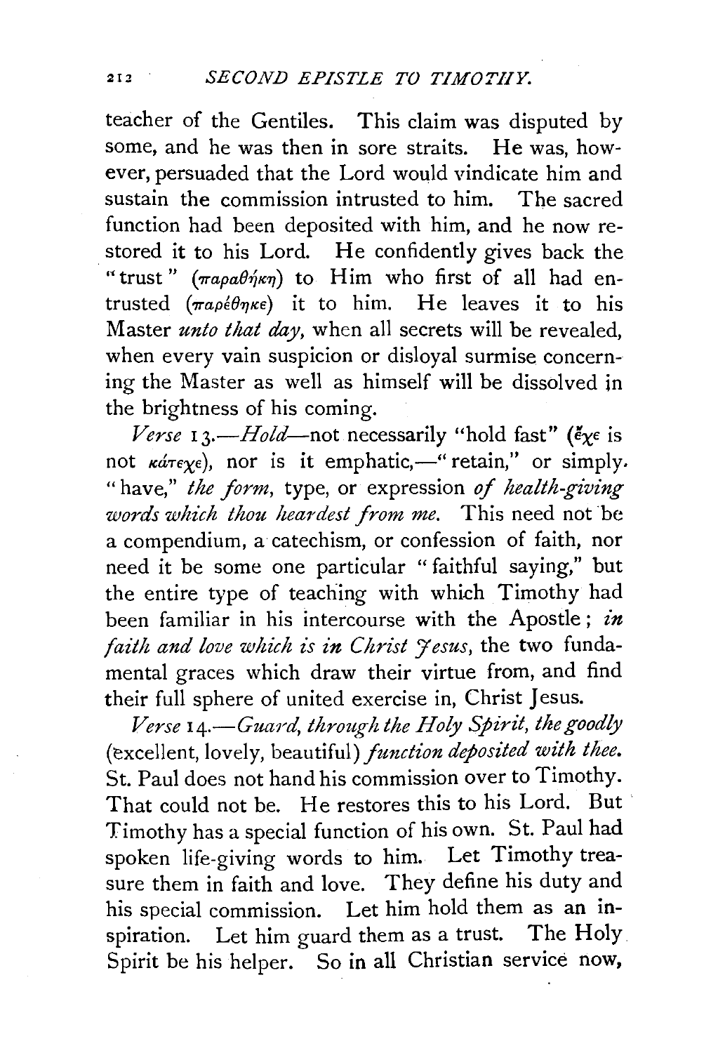teacher of the Gentiles. This claim was disputed by some, and he was then in sore straits. He was, however, persuaded that the Lord would vindicate him and sustain the commission intrusted to him. The sacred function had been deposited with him, and he now restored it to his Lord. He confidently gives back the "trust" (παραθήκη) to Him who first of all had entrusted (παρέθηκε) it to him. He leaves it to his Master *unto that day*, when all secrets will be revealed, when every vain suspicion or disloyal surmise concerning the Master as well as himself will be dissolved in the brightness of his coming.

*Verse* 13.—*Hold*—not necessarily "hold fast" (ἔχε is not κάτεχε), nor is it emphatic,—"retain," or simply "have," *the form*, type, or expression *of health-giving words which thou heardest from me*. This need not be a compendium, a catechism, or confession of faith, nor need it be some one particular "faithful saying," but the entire type of teaching with which Timothy had been familiar in his intercourse with the Apostle; *in faith and love which is in Christ Jesus*, the two fundamental graces which draw their virtue from, and find their full sphere of united exercise in, Christ Jesus.

*Verse* 14.—*Guard, through the Holy Spirit, the goodly* (excellent, lovely, beautiful) *function deposited with thee.* St. Paul does not hand his commission over to Timothy. That could not be. He restores this to his Lord. But Timothy has a special function of his own. St. Paul had spoken life-giving words to him. Let Timothy treasure them in faith and love. They define his duty and his special commission. Let him hold them as an inspiration. Let him guard them as a trust. The Holy Spirit be his helper. So in all Christian service now,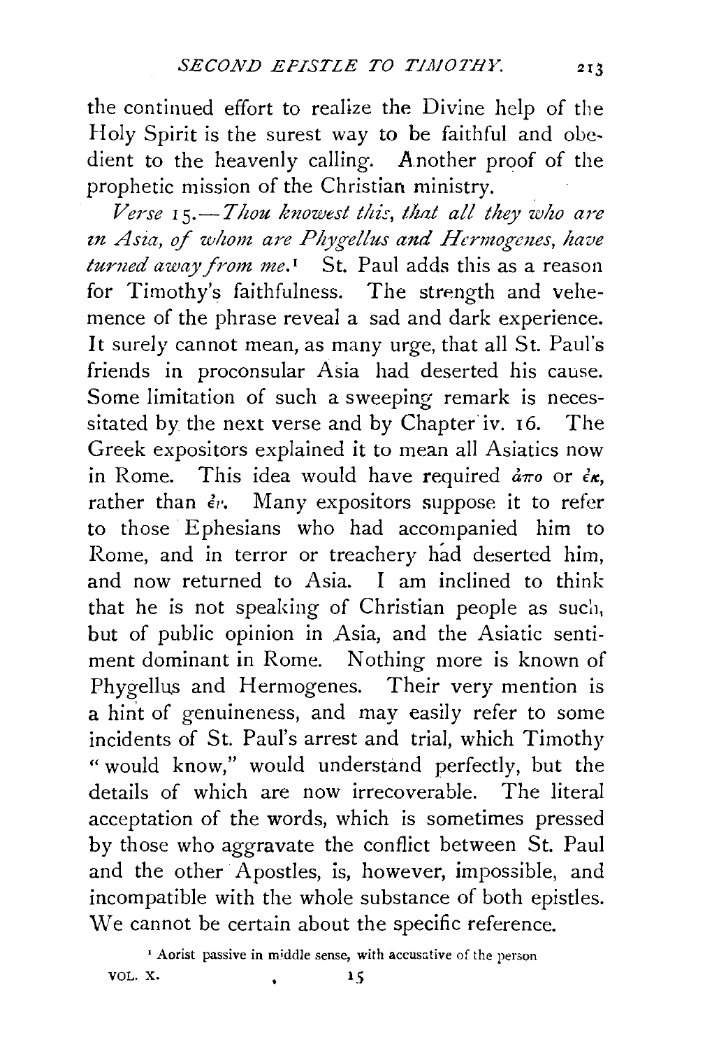the continued effort to realize the Divine help of the Holy Spirit is the surest way to be faithful and obedient to the heavenly calling. Another proof of the prophetic mission of the Christian ministry.

*Verse* 15.—*Thou knowest this, that all they who are in Asia, of whom are Phygellus and Hermogenes, have turned away from me.*[1] St. Paul adds this as a reason for Timothy's faithfulness. The strength and vehemence of the phrase reveal a sad and dark experience. It surely cannot mean, as many urge, that all St. Paul's friends in proconsular Asia had deserted his cause. Some limitation of such a sweeping remark is necessitated by the next verse and by Chapter iv. 16. The Greek expositors explained it to mean all Asiatics now in Rome. This idea would have required ἀπο or ἐκ, rather than ἐν. Many expositors suppose it to refer to those Ephesians who had accompanied him to Rome, and in terror or treachery had deserted him, and now returned to Asia. I am inclined to think that he is not speaking of Christian people as such, but of public opinion in Asia, and the Asiatic sentiment dominant in Rome. Nothing more is known of Phygellus and Hermogenes. Their very mention is a hint of genuineness, and may easily refer to some incidents of St. Paul's arrest and trial, which Timothy "would know," would understand perfectly, but the details of which are now irrecoverable. The literal acceptation of the words, which is sometimes pressed by those who aggravate the conflict between St. Paul and the other Apostles, is, however, impossible, and incompatible with the whole substance of both epistles. We cannot be certain about the specific reference.

[1] Aorist passive in middle sense, with accusative of the person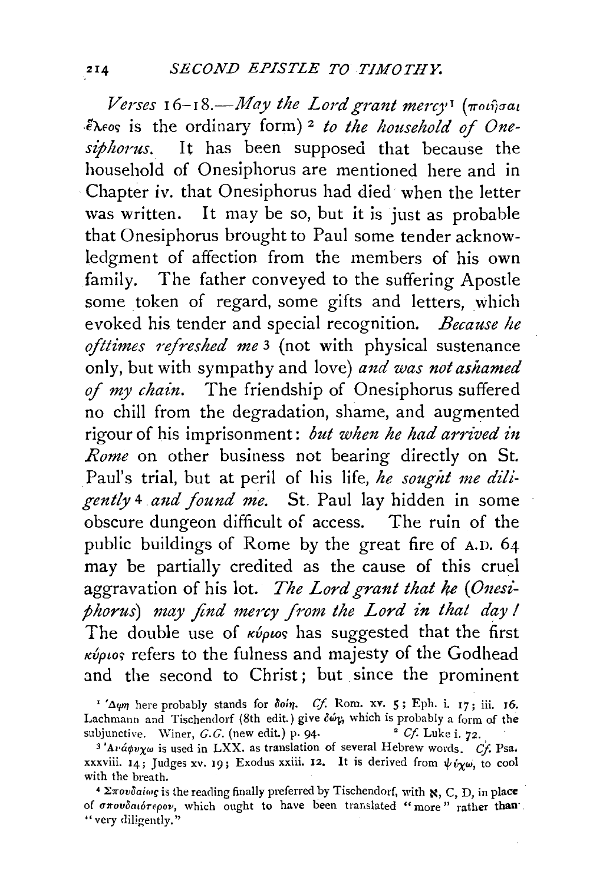*Verses* 16–18.—*May the Lord grant mercy*[1] (ποιῆσαι ἔλεος is the ordinary form)[2] *to the household of Onesiphorus.* It has been supposed that because the household of Onesiphorus are mentioned here and in Chapter iv. that Onesiphorus had died when the letter was written. It may be so, but it is just as probable that Onesiphorus brought to Paul some tender acknowledgment of affection from the members of his own family. The father conveyed to the suffering Apostle some token of regard, some gifts and letters, which evoked his tender and special recognition. *Because he ofttimes refreshed me*[3] (not with physical sustenance only, but with sympathy and love) *and was not ashamed of my chain.* The friendship of Onesiphorus suffered no chill from the degradation, shame, and augmented rigour of his imprisonment: *but when he had arrived in Rome* on other business not bearing directly on St. Paul's trial, but at peril of his life, *he sought me diligently*[4] *and found me.* St. Paul lay hidden in some obscure dungeon difficult of access. The ruin of the public buildings of Rome by the great fire of A.D. 64 may be partially credited as the cause of this cruel aggravation of his lot. *The Lord grant that he (Onesiphorus) may find mercy from the Lord in that day!* The double use of κύριος has suggested that the first κύριος refers to the fulness and majesty of the Godhead and the second to Christ; but since the prominent

---

[1] Δῴη here probably stands for δοίη. *Cf.* Rom. xv. 5; Eph. i. 17; iii. 16. Lachmann and Tischendorf (8th edit.) give δώῃ, which is probably a form of the subjunctive. Winer, *G.G.* (new edit.) p. 94.

[2] *Cf.* Luke i. 72.

[3] Ἀναψύχω is used in LXX. as translation of several Hebrew words. *Cf.* Psa. xxxviii. 14; Judges xv. 19; Exodus xxiii. 12. It is derived from ψύχω, to cool with the breath.

[4] Σπουδαίως is the reading finally preferred by Tischendorf, with ℵ, C, D, in place of σπουδαιότερον, which ought to have been translated "more" rather than "very diligently."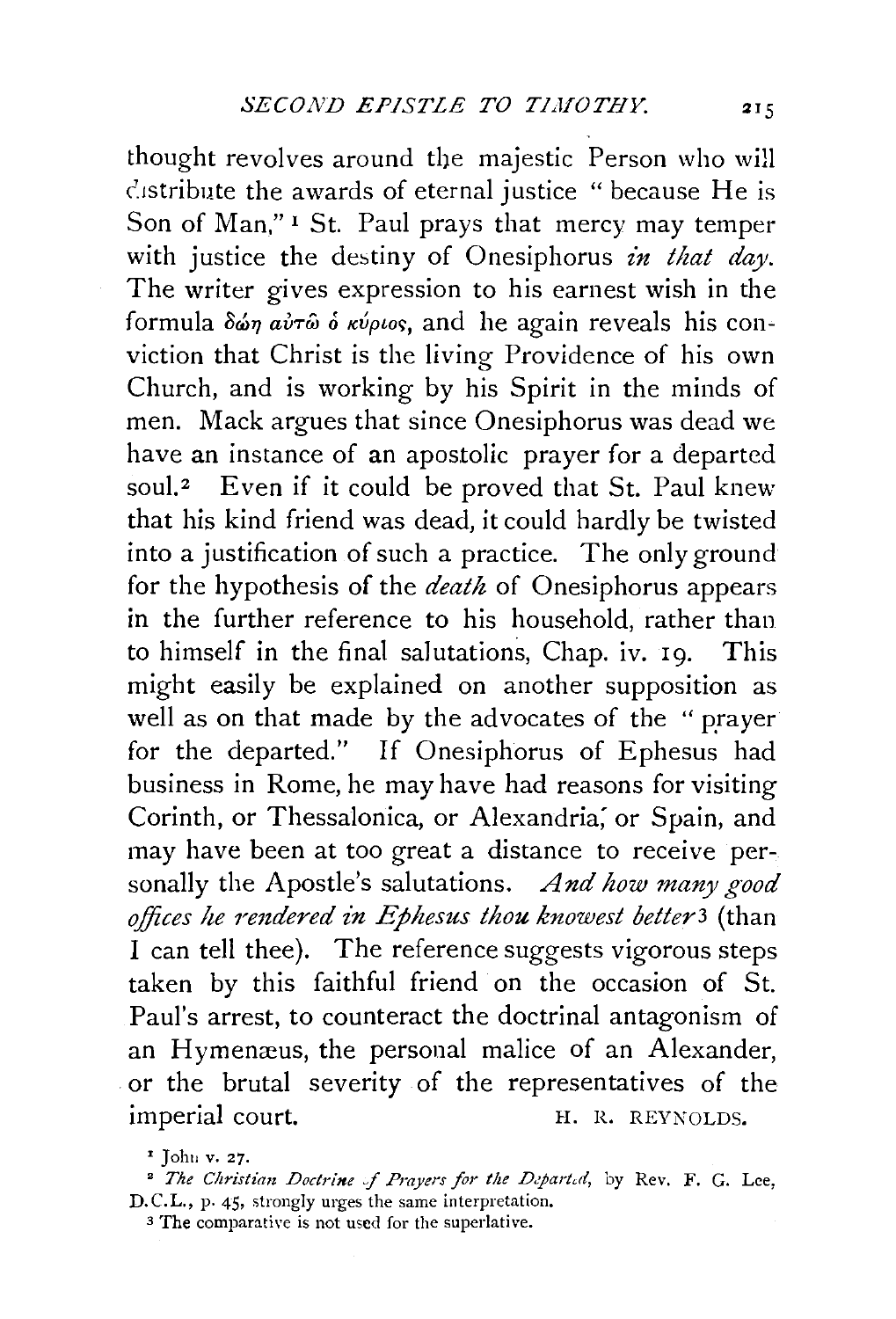thought revolves around the majestic Person who will distribute the awards of eternal justice " because He is Son of Man,"[1] St. Paul prays that mercy may temper with justice the destiny of Onesiphorus *in that day*. The writer gives expression to his earnest wish in the formula δώη αὐτῷ ὁ κύριος, and he again reveals his conviction that Christ is the living Providence of his own Church, and is working by his Spirit in the minds of men. Mack argues that since Onesiphorus was dead we have an instance of an apostolic prayer for a departed soul.[2] Even if it could be proved that St. Paul knew that his kind friend was dead, it could hardly be twisted into a justification of such a practice. The only ground for the hypothesis of the *death* of Onesiphorus appears in the further reference to his household, rather than to himself in the final salutations, Chap. iv. 19. This might easily be explained on another supposition as well as on that made by the advocates of the " prayer for the departed." If Onesiphorus of Ephesus had business in Rome, he may have had reasons for visiting Corinth, or Thessalonica, or Alexandria, or Spain, and may have been at too great a distance to receive personally the Apostle's salutations. *And how many good offices he rendered in Ephesus thou knowest better*[3] (than I can tell thee). The reference suggests vigorous steps taken by this faithful friend on the occasion of St. Paul's arrest, to counteract the doctrinal antagonism of an Hymenæus, the personal malice of an Alexander, or the brutal severity of the representatives of the imperial court.

H. R. REYNOLDS.

[1] John v. 27.

[2] *The Christian Doctrine of Prayers for the Departed*, by Rev. F. G. Lee, D.C.L., p. 45, strongly urges the same interpretation.

[3] The comparative is not used for the superlative.